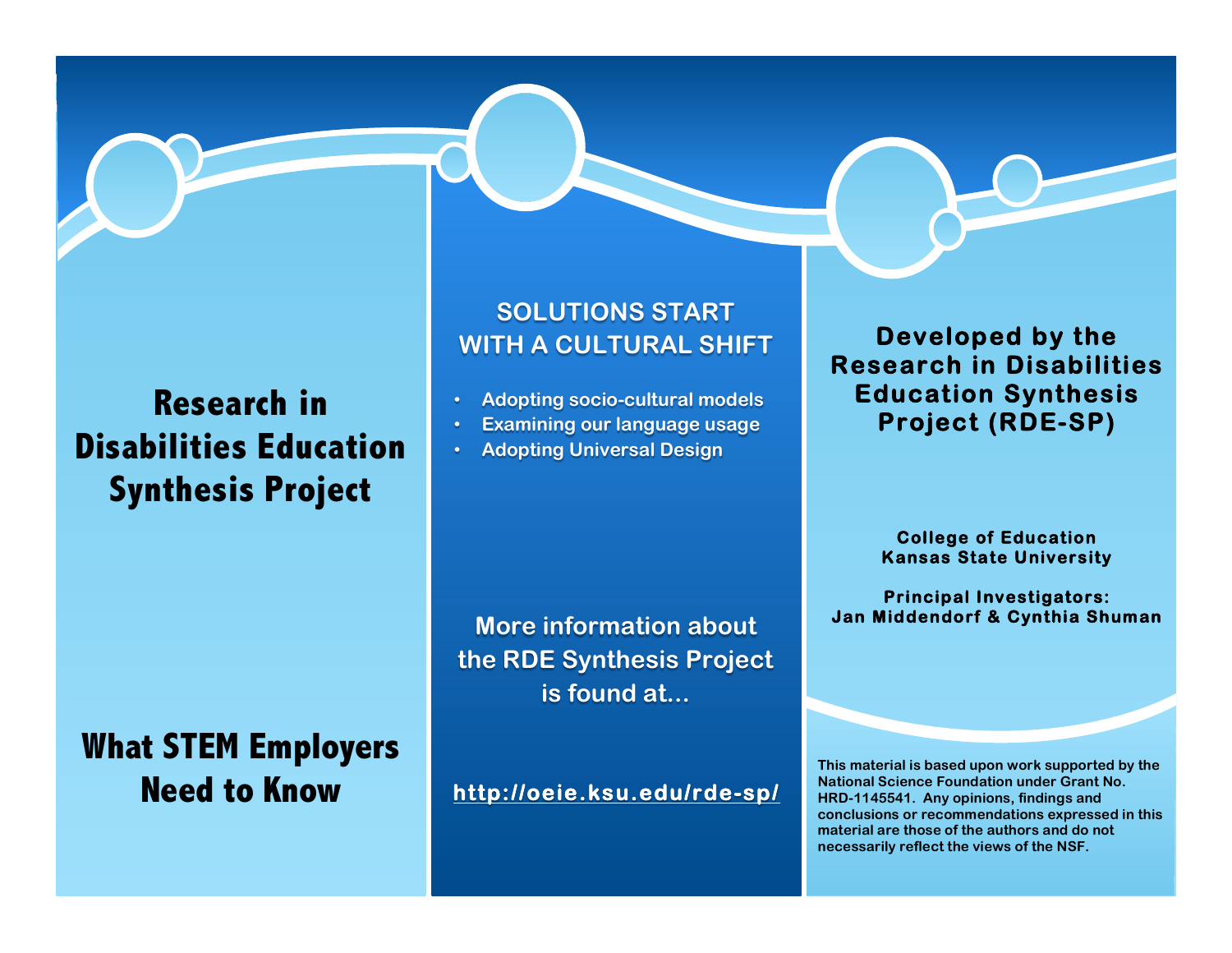# Research in Disabilities Education Synthesis Project

## What STEM Employers Need to Know

## SOLUTIONS START WITH A CULTURAL SHIFT

- Adopting socio-cultural models
- Examining our language usage
- Adopting Universal Design

**More information about the RDE Synthesis Project is found at...**

**http://oeie.ksu.edu/rde-sp/**

## Developed by the Research in Disabilities Education Synthesis Project (RDE-SP)

**College of Education**
**Kansas State University**

**Principal Investigators:**
**Jan Middendorf & Cynthia Shuman**

This material is based upon work supported by the National Science Foundation under Grant No. HRD-1145541. Any opinions, findings and conclusions or recommendations expressed in this material are those of the authors and do not necessarily reflect the views of the NSF.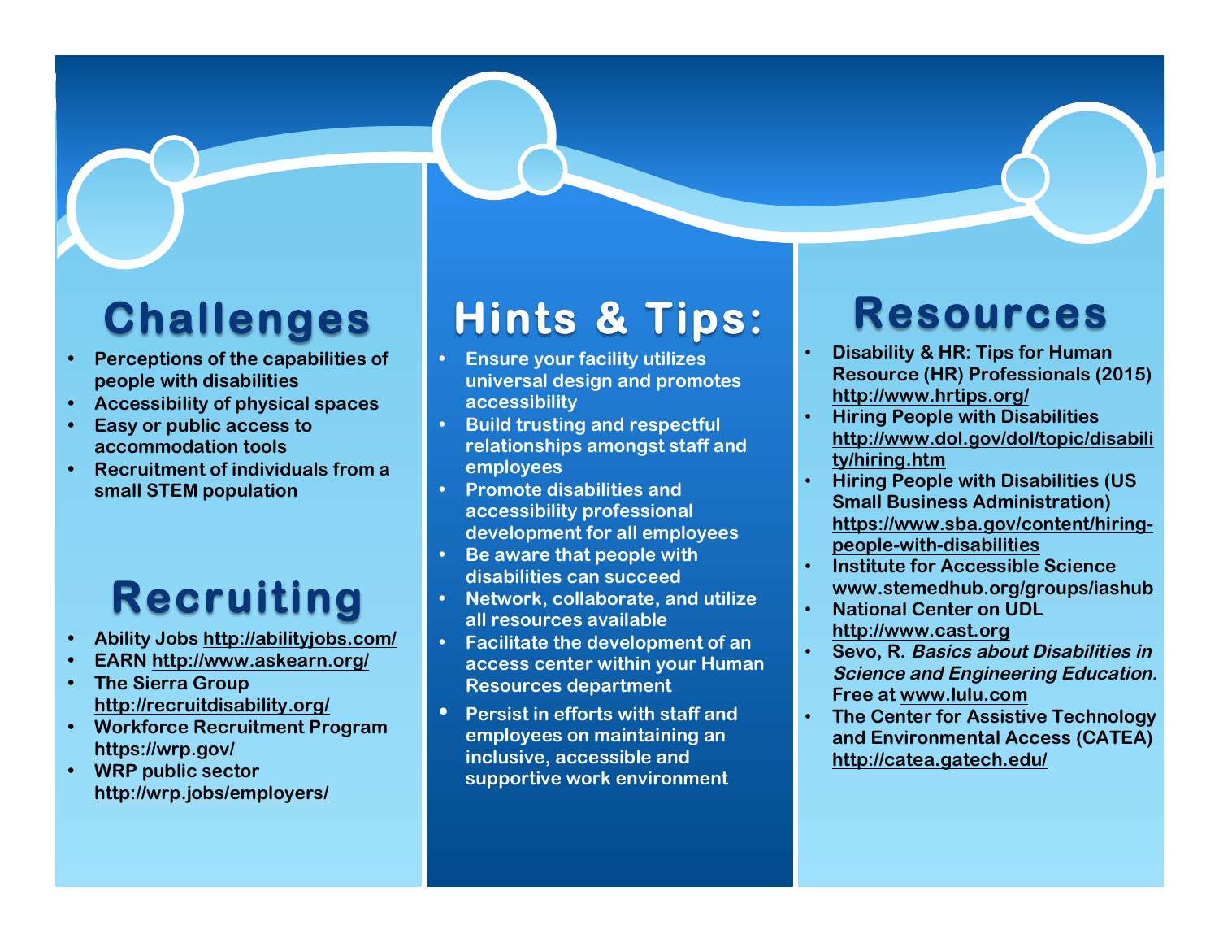## Challenges

- Perceptions of the capabilities of people with disabilities
- Accessibility of physical spaces
- Easy or public access to accommodation tools
- Recruitment of individuals from a small STEM population

## Recruiting

- Ability Jobs http://abilityjobs.com/
- EARN http://www.askearn.org/
- The Sierra Group http://recruitdisability.org/
- Workforce Recruitment Program https://wrp.gov/
- WRP public sector http://wrp.jobs/employers/

## Hints & Tips:

- Ensure your facility utilizes universal design and promotes accessibility
- Build trusting and respectful relationships amongst staff and employees
- Promote disabilities and accessibility professional development for all employees
- Be aware that people with disabilities can succeed
- Network, collaborate, and utilize all resources available
- Facilitate the development of an access center within your Human Resources department
- Persist in efforts with staff and employees on maintaining an inclusive, accessible and supportive work environment

## Resources

- Disability & HR: Tips for Human Resource (HR) Professionals (2015) http://www.hrtips.org/
- Hiring People with Disabilities http://www.dol.gov/dol/topic/disability/hiring.htm
- Hiring People with Disabilities (US Small Business Administration) https://www.sba.gov/content/hiring-people-with-disabilities
- Institute for Accessible Science www.stemedhub.org/groups/iashub
- National Center on UDL http://www.cast.org
- Sevo, R. *Basics about Disabilities in Science and Engineering Education.* Free at www.lulu.com
- The Center for Assistive Technology and Environmental Access (CATEA) http://catea.gatech.edu/